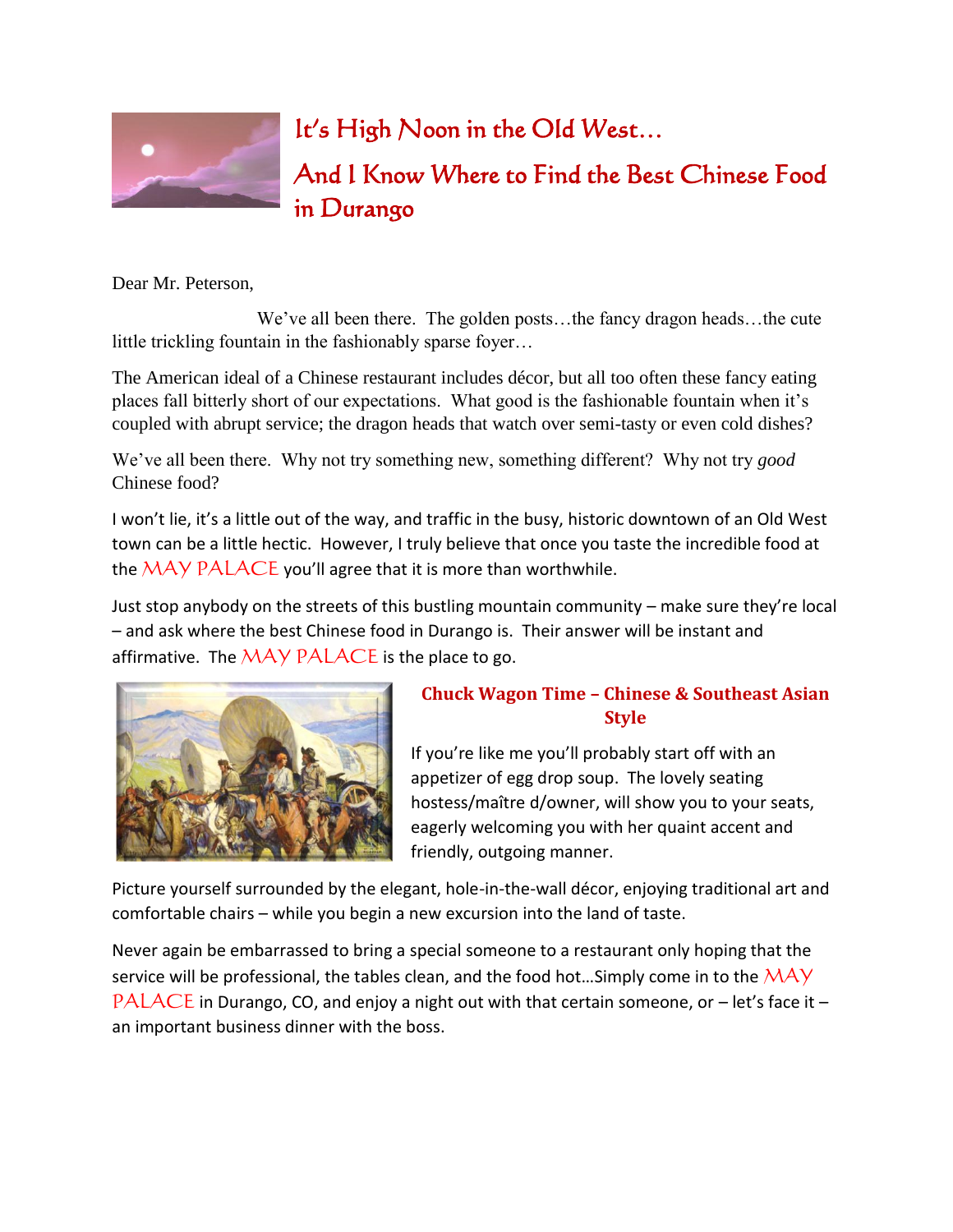# It's High Noon in the Old West…

# And I Know Where to Find the Best Chinese Food in Durango

Dear Mr. Peterson,

We've all been there. The golden posts…the fancy dragon heads…the cute little trickling fountain in the fashionably sparse foyer…

The American ideal of a Chinese restaurant includes décor, but all too often these fancy eating places fall bitterly short of our expectations. What good is the fashionable fountain when it's coupled with abrupt service; the dragon heads that watch over semi-tasty or even cold dishes?

We've all been there. Why not try something new, something different? Why not try *good* Chinese food?

I won't lie, it's a little out of the way, and traffic in the busy, historic downtown of an Old West town can be a little hectic. However, I truly believe that once you taste the incredible food at the MAY PALACE you'll agree that it is more than worthwhile.

Just stop anybody on the streets of this bustling mountain community – make sure they're local – and ask where the best Chinese food in Durango is. Their answer will be instant and affirmative. The MAY PALACE is the place to go.

## Chuck Wagon Time – Chinese & Southeast Asian Style

If you're like me you'll probably start off with an appetizer of egg drop soup. The lovely seating hostess/maître d/owner, will show you to your seats, eagerly welcoming you with her quaint accent and friendly, outgoing manner.

Picture yourself surrounded by the elegant, hole-in-the-wall décor, enjoying traditional art and comfortable chairs – while you begin a new excursion into the land of taste.

Never again be embarrassed to bring a special someone to a restaurant only hoping that the service will be professional, the tables clean, and the food hot…Simply come in to the MAY PALACE in Durango, CO, and enjoy a night out with that certain someone, or – let's face it – an important business dinner with the boss.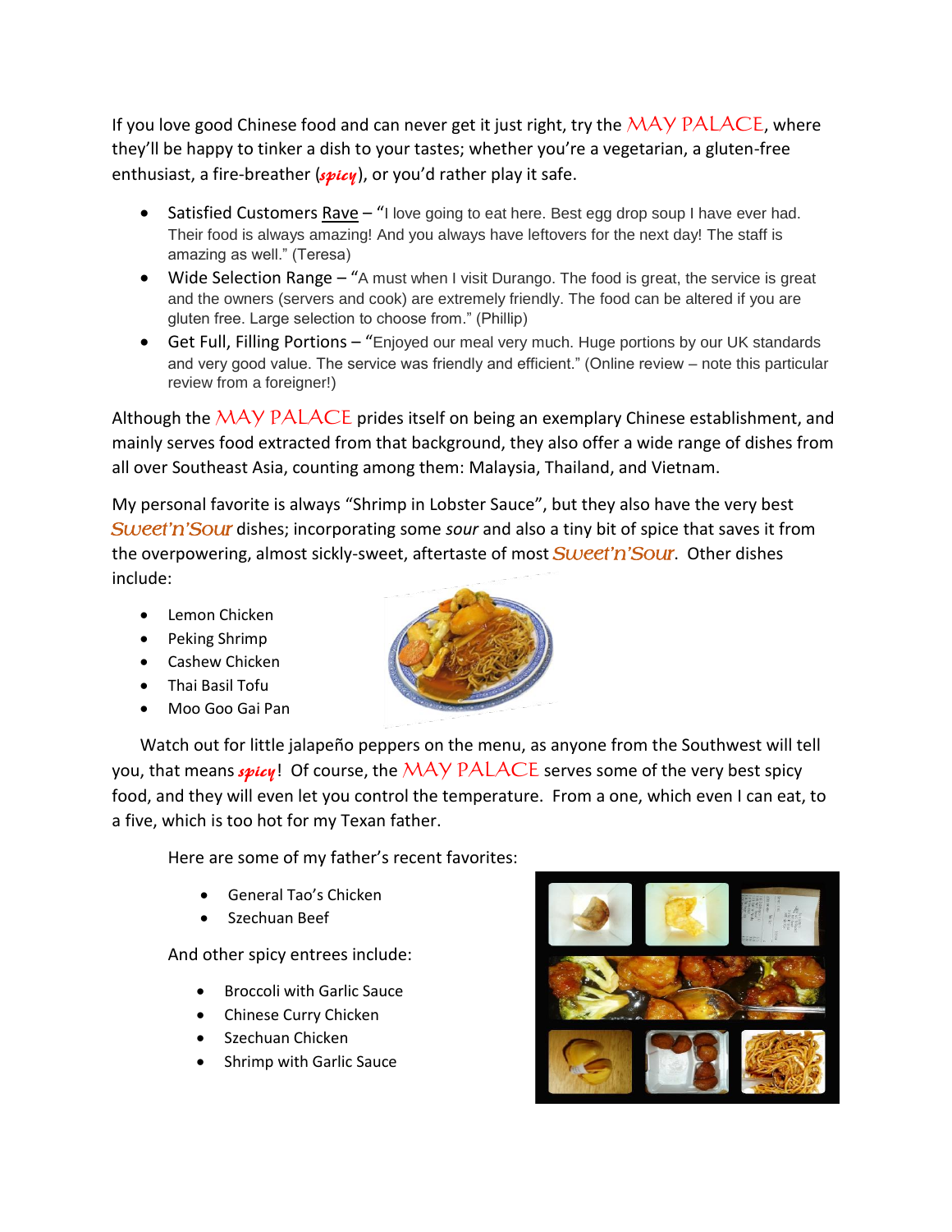If you love good Chinese food and can never get it just right, try the MAY PALACE, where they'll be happy to tinker a dish to your tastes; whether you're a vegetarian, a gluten-free enthusiast, a fire-breather (*spicy*), or you'd rather play it safe.

- Satisfied Customers Rave – "I love going to eat here. Best egg drop soup I have ever had. Their food is always amazing! And you always have leftovers for the next day! The staff is amazing as well." (Teresa)
- Wide Selection Range – "A must when I visit Durango. The food is great, the service is great and the owners (servers and cook) are extremely friendly. The food can be altered if you are gluten free. Large selection to choose from." (Phillip)
- Get Full, Filling Portions – "Enjoyed our meal very much. Huge portions by our UK standards and very good value. The service was friendly and efficient." (Online review – note this particular review from a foreigner!)

Although the MAY PALACE prides itself on being an exemplary Chinese establishment, and mainly serves food extracted from that background, they also offer a wide range of dishes from all over Southeast Asia, counting among them: Malaysia, Thailand, and Vietnam.

My personal favorite is always "Shrimp in Lobster Sauce", but they also have the very best *Sweet'n'Sour* dishes; incorporating some *sour* and also a tiny bit of spice that saves it from the overpowering, almost sickly-sweet, aftertaste of most *Sweet'n'Sour*. Other dishes include:

- Lemon Chicken
- Peking Shrimp
- Cashew Chicken
- Thai Basil Tofu
- Moo Goo Gai Pan

Watch out for little jalapeño peppers on the menu, as anyone from the Southwest will tell you, that means *spicy*! Of course, the MAY PALACE serves some of the very best spicy food, and they will even let you control the temperature. From a one, which even I can eat, to a five, which is too hot for my Texan father.

Here are some of my father's recent favorites:

- General Tao's Chicken
- Szechuan Beef

And other spicy entrees include:

- Broccoli with Garlic Sauce
- Chinese Curry Chicken
- Szechuan Chicken
- Shrimp with Garlic Sauce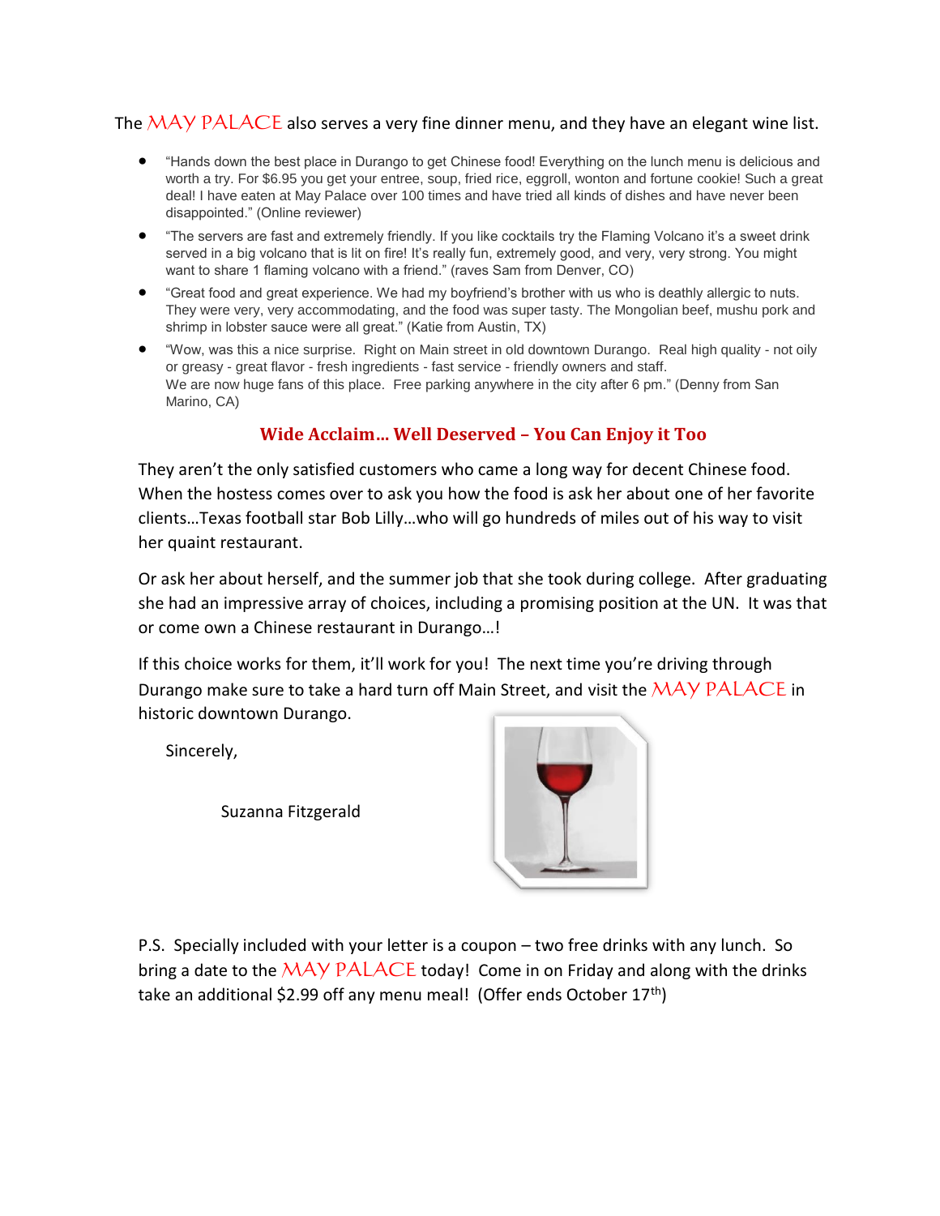The MAY PALACE also serves a very fine dinner menu, and they have an elegant wine list.

- "Hands down the best place in Durango to get Chinese food! Everything on the lunch menu is delicious and worth a try. For $6.95 you get your entree, soup, fried rice, eggroll, wonton and fortune cookie! Such a great deal! I have eaten at May Palace over 100 times and have tried all kinds of dishes and have never been disappointed." (Online reviewer)
- "The servers are fast and extremely friendly. If you like cocktails try the Flaming Volcano it's a sweet drink served in a big volcano that is lit on fire! It's really fun, extremely good, and very, very strong. You might want to share 1 flaming volcano with a friend." (raves Sam from Denver, CO)
- "Great food and great experience. We had my boyfriend's brother with us who is deathly allergic to nuts. They were very, very accommodating, and the food was super tasty. The Mongolian beef, mushu pork and shrimp in lobster sauce were all great." (Katie from Austin, TX)
- "Wow, was this a nice surprise. Right on Main street in old downtown Durango. Real high quality - not oily or greasy - great flavor - fresh ingredients - fast service - friendly owners and staff.
  We are now huge fans of this place. Free parking anywhere in the city after 6 pm." (Denny from San Marino, CA)

## Wide Acclaim… Well Deserved – You Can Enjoy it Too

They aren't the only satisfied customers who came a long way for decent Chinese food. When the hostess comes over to ask you how the food is ask her about one of her favorite clients…Texas football star Bob Lilly…who will go hundreds of miles out of his way to visit her quaint restaurant.

Or ask her about herself, and the summer job that she took during college. After graduating she had an impressive array of choices, including a promising position at the UN. It was that or come own a Chinese restaurant in Durango…!

If this choice works for them, it'll work for you! The next time you're driving through Durango make sure to take a hard turn off Main Street, and visit the MAY PALACE in historic downtown Durango.

Sincerely,

Suzanna Fitzgerald

P.S. Specially included with your letter is a coupon – two free drinks with any lunch. So bring a date to the MAY PALACE today! Come in on Friday and along with the drinks take an additional $2.99 off any menu meal! (Offer ends October 17th)